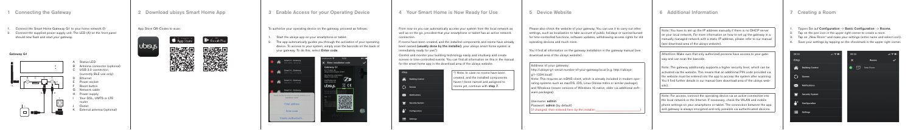# 1 Connecting the Gateway

1. Connect the Smart Home Gateway G1 to your home network (I)
2. Connect the supplied power supply unit. The LED (A) on the front panel should now flash and start your gateway.

**Gateway G1**

- A Status LED
- B Antenna connector (optional)
- C USB 2.0 connection (currently BLE use only)
- D Ethernet
- E Power socket
- F Reset button
- G Network cable
- H Power supply
- I Your DSL, UMTS or LTE router
- J Outlet
- K External antenna (optional)

# 2 Download ubisys Smart Home App

App Store QR-Codes to scan:

# 3 Enable Access for your Operating Device

To authorize your operating device on the gateway, proceed as follows:

1. Start the ubisys app on your smartphone or tablet.
2. The app automatically guides you through the activation of your operating device. To access to your system, simply scan the barcode on the back of your gateway. To do this, select **Enter code**.

# 4 Your Smart Home is Now Ready for Use

From now on you can automatically access your system from the local network as well as on the go, provided that your smartphone or tablet has an active network connection.

If rooms have been created, and the installed components and rooms have already been named **(usually done by the installer)**, your ubisys smart home system is immediately ready for use*)

Control and monitor your building technology easily and intuitively and create scenes or time-controlled events. You can find all information on this in the manual for the smart home app in the download area of the ubisys website.

*) Note: In case no rooms have been created, and the installed components haven't been named and assigned to rooms yet, continue with **step 7**.

# 5 Device Website

Please also check the website of your gateway. You can use it to carry out other settings, such as localization to take account of public holidays or sunrise/sunset for time-controlled functions, software updates, withdrawing access rights for old operating devices and much more.

You'll find all information on the gateway installation in the gateway manual (see download area of the ubisys website).

Address of your gateway:
http://ubisys-g1-serial-number-of-your-gateway.local (e.g. http://ubisys-g1-1234.local)
Note: This requires an mDNS client, which is already included in modern operating systems such as macOS, iOS, Linux (Avahi-mdns or similar packages) and Windows (newer versions of Windows 10 native, older via additional software packages).

Username: **admin**
Password: **admin** (by default)
(if changed, then entered here by the installer: ______________________________)

# 6 Additional Information

Note: You have to set up the IP address manually if there is no DHCP server on your local network. For more information on how to set up the gateway in a manually managed network with a static IP address, please refer to our manual (see download area of the ubisys website).

Attention: Make sure that only authorized persons have access to your gateway and can scan the barcode.

Note: The gateway additionally supports a higher security level, which can be activated via the website. This means that an additional PIN code provided via the website must be entered into the app to access the system after scanning. You'll find further details in our manual (see download area of the ubisys website).

Note: For access, connect the operating device via an active connection into the local network or the Internet. If necessary, check the WLAN and mobile phone settings on your smartphone or tablet. The connection between the app and gateway is always encrypted and only possible via authenticated devices.

# 7 Creating a Room

1. Tippen Sie auf **Configuration** -> **Basic Configuration** -> **Rooms**.
2. Tap on the pen icon in the upper right corner to create a room.
3. Tap on „New Room" and make your settings (enter name and select icon).
4. Save your settings by tapping on the checkmark in the upper right corner.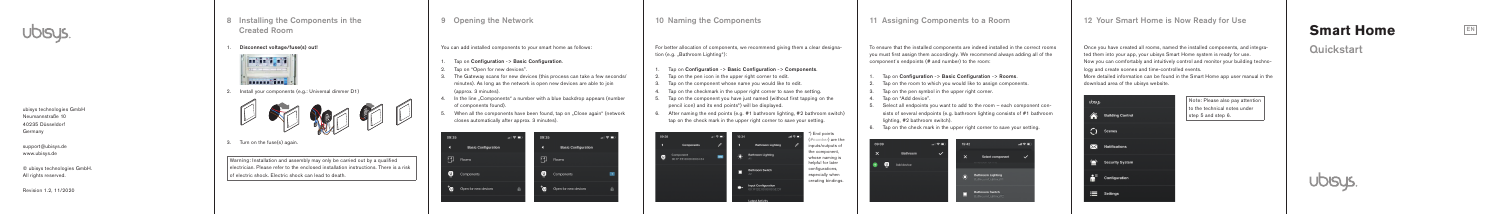ubisys technologies GmbH
Neumannstraße 10
40235 Düsseldorf
Germany

support@ubisys.de
www.ubisys.de

© ubisys technologies GmbH.
All rights reserved.

Revision 1.2, 11/2020

## 8 Installing the Components in the Created Room

1. **Disconnect voltage/fuse(s) out!**
2. Install your components (e.g.: Universal dimmer D1)
3. Turn on the fuse(s) again.

Warning: Installation and assembly may only be carried out by a qualified electrician. Please refer to the enclosed installation instructions. There is a risk of electric shock. Electric shock can lead to death.

## 9 Opening the Network

You can add installed components to your smart home as follows:

1. Tap on **Configuration -> Basic Configuration.**
2. Tap on "Open for new devices".
3. The Gateway scans for new devices (this process can take a few seconds/ minutes). As long as the network is open new devices are able to join (approx. 3 minutes).
4. In the line „Components" a number with a blue backdrop appears (number of components found).
5. When all the components have been found, tap on „Close again" (network closes automatically after approx. 3 minutes).

## 10 Naming the Components

For better allocation of components, we recommend giving them a clear designation (e.g. „Bathroom Lighting"):

1. Tap on **Configuration -> Basic Configuration -> Components**.
2. Tap on the pen icon in the upper right corner to edit.
3. Tap on the component whose name you would like to edit.
4. Tap on the checkmark in the upper right corner to save the setting.
5. Tap on the component you have just named (without first tapping on the pencil icon) and its end points" will be displayed.
6. After naming the end points (e.g. #1 bathroom lighting, #2 bathroom switch) tap on the check mark in the upper right corner to save your setting.

Tip: End points (#Number) are the inputs/outputs of the component, whose naming is helpful for later configurations, especially when creating bindings.

## 11 Assigning Components to a Room

To ensure that the installed components are indeed installed in the correct rooms you must first assign them accordingly. We recommend always adding all of the component's endpoints (# and number) to the room:

1. Tap on **Configuration -> Basic Configuration -> Rooms**.
2. Tap on the room to which you would like to assign components.
3. Tap on the pen symbol in the upper right corner.
4. Tap on "Add device"
5. Select all endpoints you want to add to the room – each component consists of several endpoints (e.g. bathroom lighting consists of #1 bathroom lighting, #2 bathroom switch).
6. Tap on the check mark in the upper right corner to save your setting.

## 12 Your Smart Home is Now Ready for Use

Once you have created all rooms, named the installed components, and integrated them into your app, your ubisys Smart Home system is ready for use. Now you can comfortably and intuitively control and monitor your building technology and create scenes and time-controlled events.
More detailed information can be found in the Smart Home app user manual in the download area of the ubisys website.

Note: Please also pay attention to the technical notes under step 5 and step 6.

# Smart Home

EN

## Quickstart